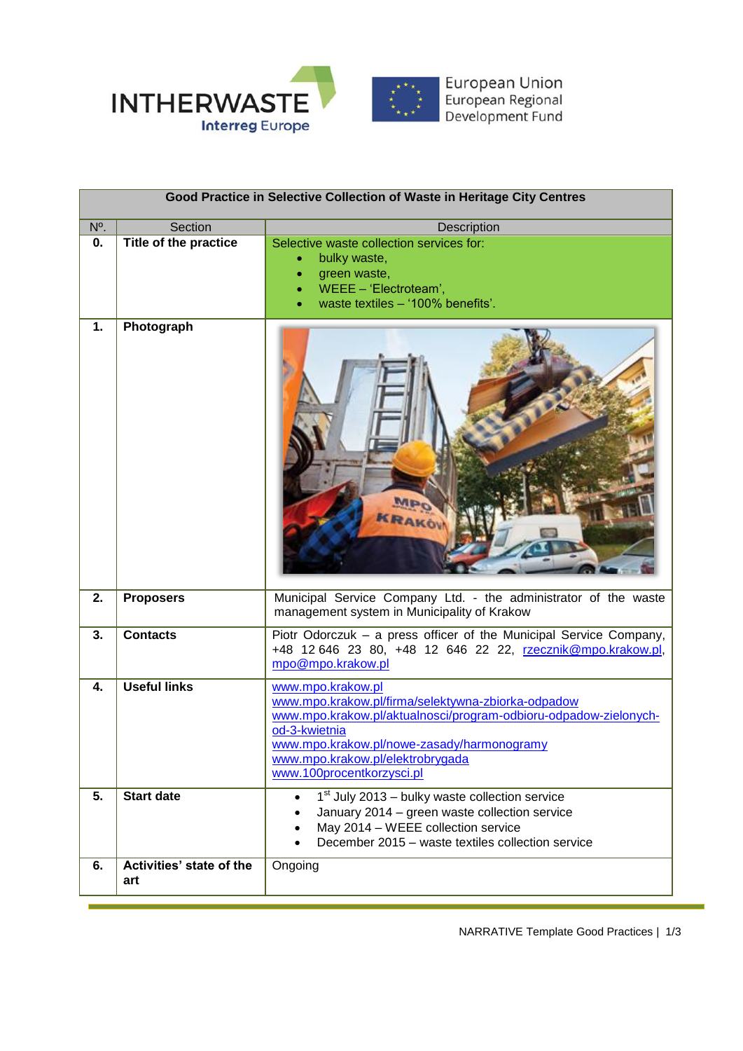| Good Practice in Selective Collection of Waste in Heritage City Centres | | |
|---|---|---|
| Nº. | Section | Description |
| **0.** | **Title of the practice** | Selective waste collection services for:<br>• bulky waste,<br>• green waste,<br>• WEEE – 'Electroteam',<br>• waste textiles – '100% benefits'. |
| **1.** | **Photograph** | |
| **2.** | **Proposers** | Municipal Service Company Ltd. - the administrator of the waste management system in Municipality of Krakow |
| **3.** | **Contacts** | Piotr Odorczuk – a press officer of the Municipal Service Company, +48 12 646 23 80, +48 12 646 22 22, rzecznik@mpo.krakow.pl, mpo@mpo.krakow.pl |
| **4.** | **Useful links** | www.mpo.krakow.pl<br>www.mpo.krakow.pl/firma/selektywna-zbiorka-odpadow<br>www.mpo.krakow.pl/aktualnosci/program-odbioru-odpadow-zielonych-od-3-kwietnia<br>www.mpo.krakow.pl/nowe-zasady/harmonogramy<br>www.mpo.krakow.pl/elektrobrygada<br>www.100procentkorzysci.pl |
| **5.** | **Start date** | • 1st July 2013 – bulky waste collection service<br>• January 2014 – green waste collection service<br>• May 2014 – WEEE collection service<br>• December 2015 – waste textiles collection service |
| **6.** | **Activities' state of the art** | Ongoing |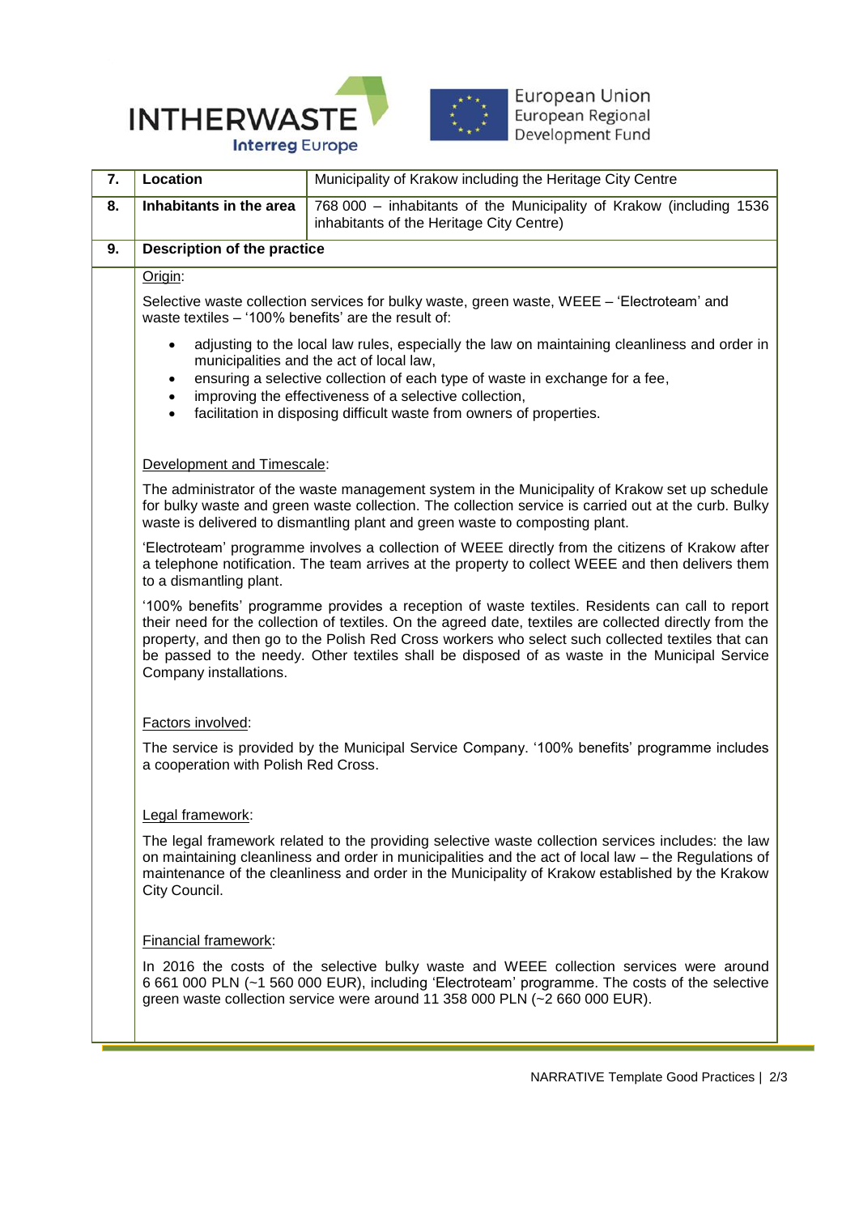| 7. | Location | Municipality of Krakow including the Heritage City Centre |
|---|---|---|
| 8. | Inhabitants in the area | 768 000 – inhabitants of the Municipality of Krakow (including 1536 inhabitants of the Heritage City Centre) |

**9. Description of the practice**

Origin:

Selective waste collection services for bulky waste, green waste, WEEE – 'Electroteam' and waste textiles – '100% benefits' are the result of:

- adjusting to the local law rules, especially the law on maintaining cleanliness and order in municipalities and the act of local law,
- ensuring a selective collection of each type of waste in exchange for a fee,
- improving the effectiveness of a selective collection,
- facilitation in disposing difficult waste from owners of properties.

Development and Timescale:

The administrator of the waste management system in the Municipality of Krakow set up schedule for bulky waste and green waste collection. The collection service is carried out at the curb. Bulky waste is delivered to dismantling plant and green waste to composting plant.

'Electroteam' programme involves a collection of WEEE directly from the citizens of Krakow after a telephone notification. The team arrives at the property to collect WEEE and then delivers them to a dismantling plant.

'100% benefits' programme provides a reception of waste textiles. Residents can call to report their need for the collection of textiles. On the agreed date, textiles are collected directly from the property, and then go to the Polish Red Cross workers who select such collected textiles that can be passed to the needy. Other textiles shall be disposed of as waste in the Municipal Service Company installations.

Factors involved:

The service is provided by the Municipal Service Company. '100% benefits' programme includes a cooperation with Polish Red Cross.

Legal framework:

The legal framework related to the providing selective waste collection services includes: the law on maintaining cleanliness and order in municipalities and the act of local law – the Regulations of maintenance of the cleanliness and order in the Municipality of Krakow established by the Krakow City Council.

Financial framework:

In 2016 the costs of the selective bulky waste and WEEE collection services were around 6 661 000 PLN (~1 560 000 EUR), including 'Electroteam' programme. The costs of the selective green waste collection service were around 11 358 000 PLN (~2 660 000 EUR).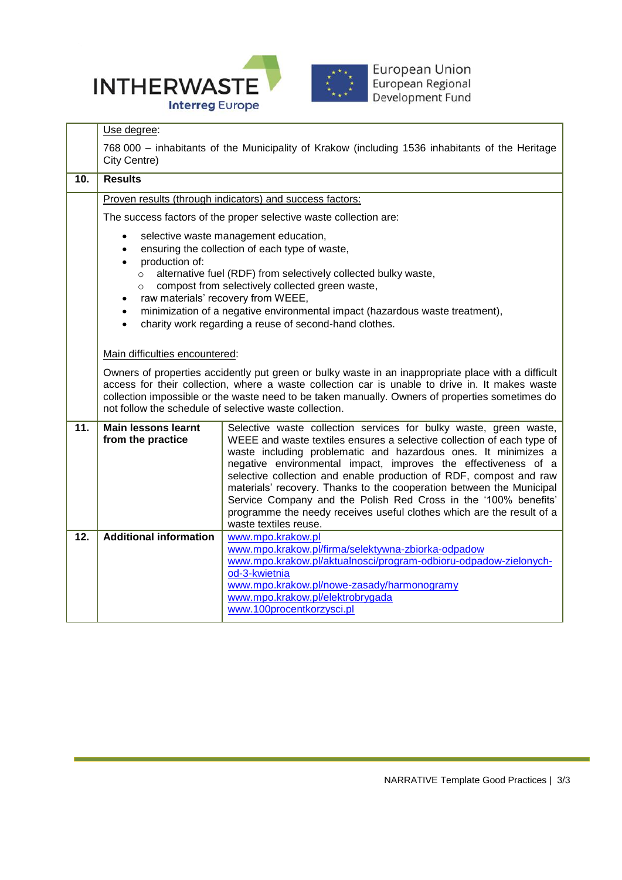| | | |
|---|---|---|
| | Use degree:<br><br>768 000 – inhabitants of the Municipality of Krakow (including 1536 inhabitants of the Heritage City Centre) | |
| **10.** | **Results** | |
| | Proven results (through indicators) and success factors:<br><br>The success factors of the proper selective waste collection are:<br><br>• selective waste management education,<br>• ensuring the collection of each type of waste,<br>• production of:<br>  ○ alternative fuel (RDF) from selectively collected bulky waste,<br>  ○ compost from selectively collected green waste,<br>• raw materials' recovery from WEEE,<br>• minimization of a negative environmental impact (hazardous waste treatment),<br>• charity work regarding a reuse of second-hand clothes.<br><br>Main difficulties encountered:<br><br>Owners of properties accidently put green or bulky waste in an inappropriate place with a difficult access for their collection, where a waste collection car is unable to drive in. It makes waste collection impossible or the waste need to be taken manually. Owners of properties sometimes do not follow the schedule of selective waste collection. | |
| **11.** | **Main lessons learnt from the practice** | Selective waste collection services for bulky waste, green waste, WEEE and waste textiles ensures a selective collection of each type of waste including problematic and hazardous ones. It minimizes a negative environmental impact, improves the effectiveness of a selective collection and enable production of RDF, compost and raw materials' recovery. Thanks to the cooperation between the Municipal Service Company and the Polish Red Cross in the '100% benefits' programme the needy receives useful clothes which are the result of a waste textiles reuse. |
| **12.** | **Additional information** | www.mpo.krakow.pl<br>www.mpo.krakow.pl/firma/selektywna-zbiorka-odpadow<br>www.mpo.krakow.pl/aktualnosci/program-odbioru-odpadow-zielonych-od-3-kwietnia<br>www.mpo.krakow.pl/nowe-zasady/harmonogramy<br>www.mpo.krakow.pl/elektrobrygada<br>www.100procentkorzysci.pl |